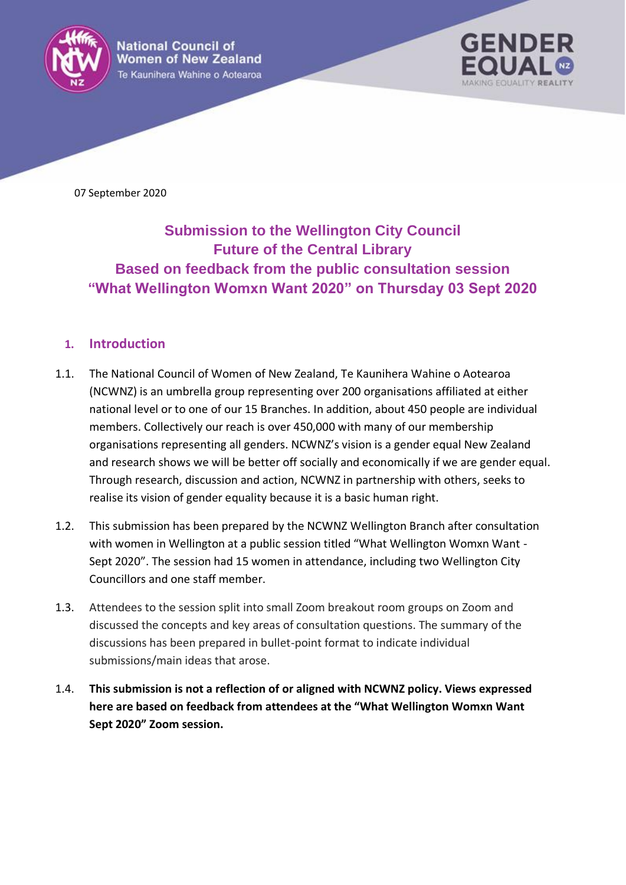National Council of Women of New Zealand
Te Kaunihera Wahine o Aotearoa

GENDER EQUAL NZ
MAKING EQUALITY REALITY

07 September 2020

# Submission to the Wellington City Council Future of the Central Library Based on feedback from the public consultation session "What Wellington Womxn Want 2020" on Thursday 03 Sept 2020

## 1. Introduction

1.1. The National Council of Women of New Zealand, Te Kaunihera Wahine o Aotearoa (NCWNZ) is an umbrella group representing over 200 organisations affiliated at either national level or to one of our 15 Branches. In addition, about 450 people are individual members. Collectively our reach is over 450,000 with many of our membership organisations representing all genders. NCWNZ's vision is a gender equal New Zealand and research shows we will be better off socially and economically if we are gender equal. Through research, discussion and action, NCWNZ in partnership with others, seeks to realise its vision of gender equality because it is a basic human right.

1.2. This submission has been prepared by the NCWNZ Wellington Branch after consultation with women in Wellington at a public session titled "What Wellington Womxn Want - Sept 2020". The session had 15 women in attendance, including two Wellington City Councillors and one staff member.

1.3. Attendees to the session split into small Zoom breakout room groups on Zoom and discussed the concepts and key areas of consultation questions. The summary of the discussions has been prepared in bullet-point format to indicate individual submissions/main ideas that arose.

1.4. **This submission is not a reflection of or aligned with NCWNZ policy. Views expressed here are based on feedback from attendees at the "What Wellington Womxn Want Sept 2020" Zoom session.**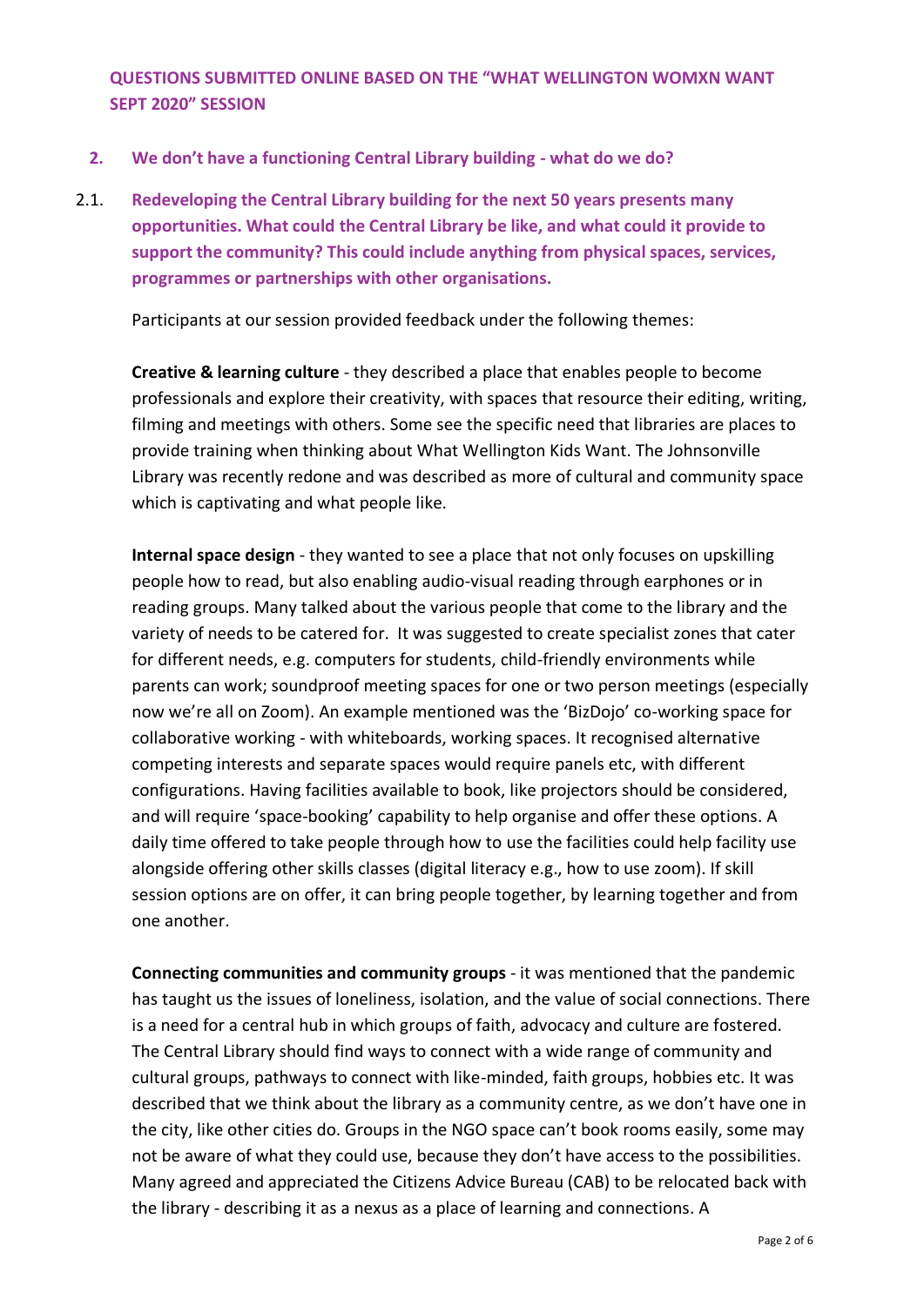## QUESTIONS SUBMITTED ONLINE BASED ON THE "WHAT WELLINGTON WOMXN WANT SEPT 2020" SESSION

### 2. We don't have a functioning Central Library building - what do we do?

**2.1. Redeveloping the Central Library building for the next 50 years presents many opportunities. What could the Central Library be like, and what could it provide to support the community? This could include anything from physical spaces, services, programmes or partnerships with other organisations.**

Participants at our session provided feedback under the following themes:

**Creative & learning culture** - they described a place that enables people to become professionals and explore their creativity, with spaces that resource their editing, writing, filming and meetings with others. Some see the specific need that libraries are places to provide training when thinking about What Wellington Kids Want. The Johnsonville Library was recently redone and was described as more of cultural and community space which is captivating and what people like.

**Internal space design** - they wanted to see a place that not only focuses on upskilling people how to read, but also enabling audio-visual reading through earphones or in reading groups. Many talked about the various people that come to the library and the variety of needs to be catered for. It was suggested to create specialist zones that cater for different needs, e.g. computers for students, child-friendly environments while parents can work; soundproof meeting spaces for one or two person meetings (especially now we're all on Zoom). An example mentioned was the 'BizDojo' co-working space for collaborative working - with whiteboards, working spaces. It recognised alternative competing interests and separate spaces would require panels etc, with different configurations. Having facilities available to book, like projectors should be considered, and will require 'space-booking' capability to help organise and offer these options. A daily time offered to take people through how to use the facilities could help facility use alongside offering other skills classes (digital literacy e.g., how to use zoom). If skill session options are on offer, it can bring people together, by learning together and from one another.

**Connecting communities and community groups** - it was mentioned that the pandemic has taught us the issues of loneliness, isolation, and the value of social connections. There is a need for a central hub in which groups of faith, advocacy and culture are fostered. The Central Library should find ways to connect with a wide range of community and cultural groups, pathways to connect with like-minded, faith groups, hobbies etc. It was described that we think about the library as a community centre, as we don't have one in the city, like other cities do. Groups in the NGO space can't book rooms easily, some may not be aware of what they could use, because they don't have access to the possibilities. Many agreed and appreciated the Citizens Advice Bureau (CAB) to be relocated back with the library - describing it as a nexus as a place of learning and connections. A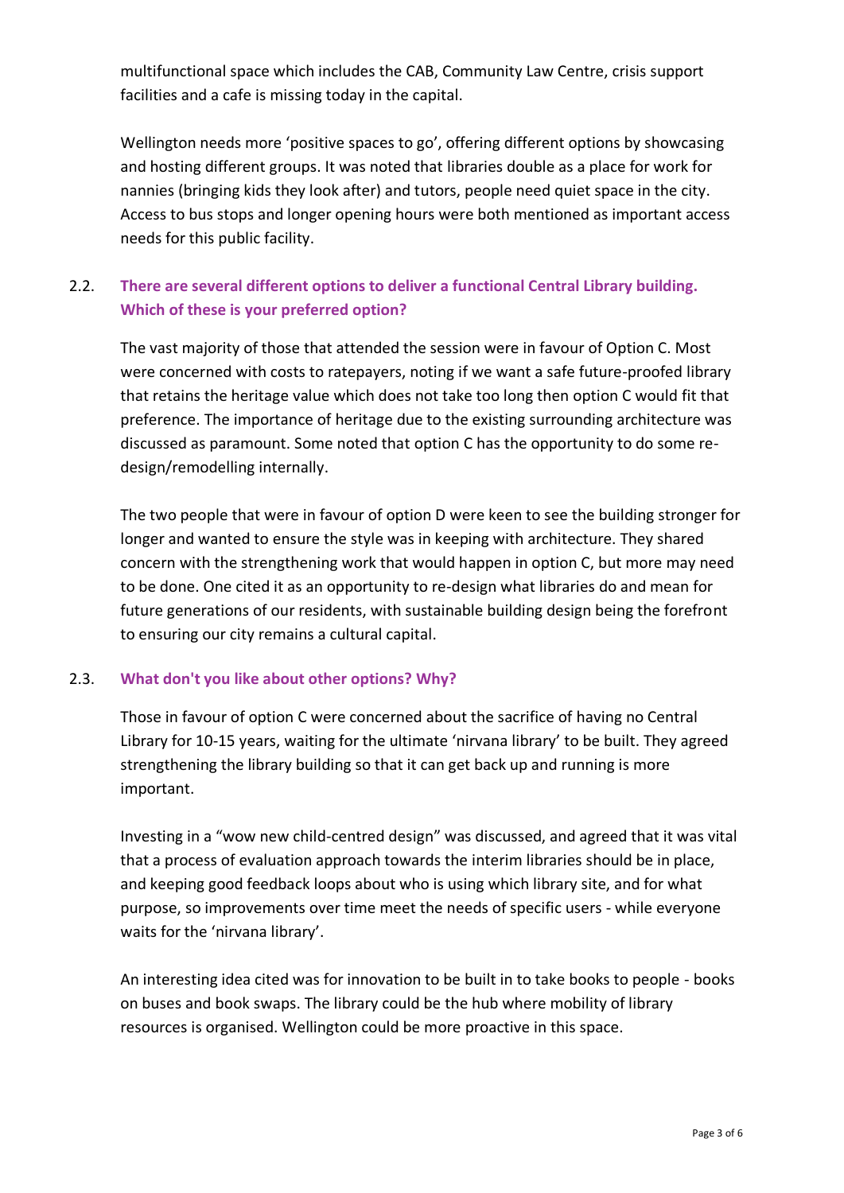multifunctional space which includes the CAB, Community Law Centre, crisis support facilities and a cafe is missing today in the capital.

Wellington needs more 'positive spaces to go', offering different options by showcasing and hosting different groups. It was noted that libraries double as a place for work for nannies (bringing kids they look after) and tutors, people need quiet space in the city. Access to bus stops and longer opening hours were both mentioned as important access needs for this public facility.

### 2.2. There are several different options to deliver a functional Central Library building. Which of these is your preferred option?

The vast majority of those that attended the session were in favour of Option C. Most were concerned with costs to ratepayers, noting if we want a safe future-proofed library that retains the heritage value which does not take too long then option C would fit that preference. The importance of heritage due to the existing surrounding architecture was discussed as paramount. Some noted that option C has the opportunity to do some re-design/remodelling internally.

The two people that were in favour of option D were keen to see the building stronger for longer and wanted to ensure the style was in keeping with architecture. They shared concern with the strengthening work that would happen in option C, but more may need to be done. One cited it as an opportunity to re-design what libraries do and mean for future generations of our residents, with sustainable building design being the forefront to ensuring our city remains a cultural capital.

### 2.3. What don't you like about other options? Why?

Those in favour of option C were concerned about the sacrifice of having no Central Library for 10-15 years, waiting for the ultimate 'nirvana library' to be built. They agreed strengthening the library building so that it can get back up and running is more important.

Investing in a "wow new child-centred design" was discussed, and agreed that it was vital that a process of evaluation approach towards the interim libraries should be in place, and keeping good feedback loops about who is using which library site, and for what purpose, so improvements over time meet the needs of specific users - while everyone waits for the 'nirvana library'.

An interesting idea cited was for innovation to be built in to take books to people - books on buses and book swaps. The library could be the hub where mobility of library resources is organised. Wellington could be more proactive in this space.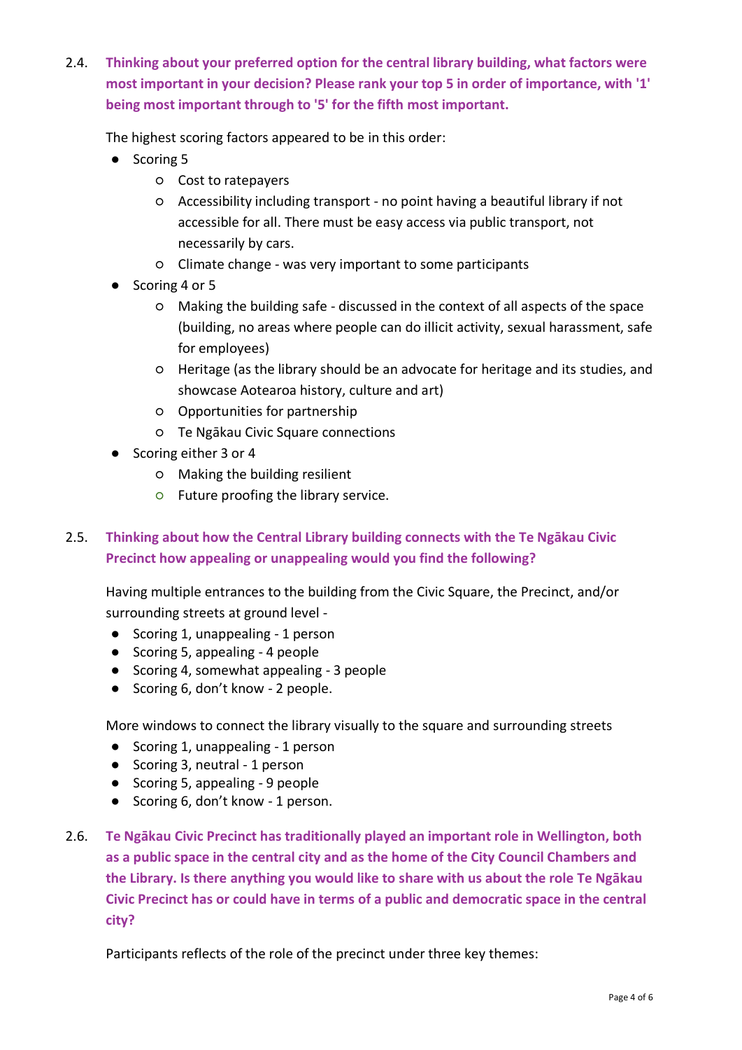2.4. **Thinking about your preferred option for the central library building, what factors were most important in your decision? Please rank your top 5 in order of importance, with '1' being most important through to '5' for the fifth most important.**

The highest scoring factors appeared to be in this order:

- Scoring 5
  - Cost to ratepayers
  - Accessibility including transport - no point having a beautiful library if not accessible for all. There must be easy access via public transport, not necessarily by cars.
  - Climate change - was very important to some participants
- Scoring 4 or 5
  - Making the building safe - discussed in the context of all aspects of the space (building, no areas where people can do illicit activity, sexual harassment, safe for employees)
  - Heritage (as the library should be an advocate for heritage and its studies, and showcase Aotearoa history, culture and art)
  - Opportunities for partnership
  - Te Ngākau Civic Square connections
- Scoring either 3 or 4
  - Making the building resilient
  - Future proofing the library service.

2.5. **Thinking about how the Central Library building connects with the Te Ngākau Civic Precinct how appealing or unappealing would you find the following?**

Having multiple entrances to the building from the Civic Square, the Precinct, and/or surrounding streets at ground level -

- Scoring 1, unappealing - 1 person
- Scoring 5, appealing - 4 people
- Scoring 4, somewhat appealing - 3 people
- Scoring 6, don't know - 2 people.

More windows to connect the library visually to the square and surrounding streets

- Scoring 1, unappealing - 1 person
- Scoring 3, neutral - 1 person
- Scoring 5, appealing - 9 people
- Scoring 6, don't know - 1 person.

2.6. **Te Ngākau Civic Precinct has traditionally played an important role in Wellington, both as a public space in the central city and as the home of the City Council Chambers and the Library. Is there anything you would like to share with us about the role Te Ngākau Civic Precinct has or could have in terms of a public and democratic space in the central city?**

Participants reflects of the role of the precinct under three key themes: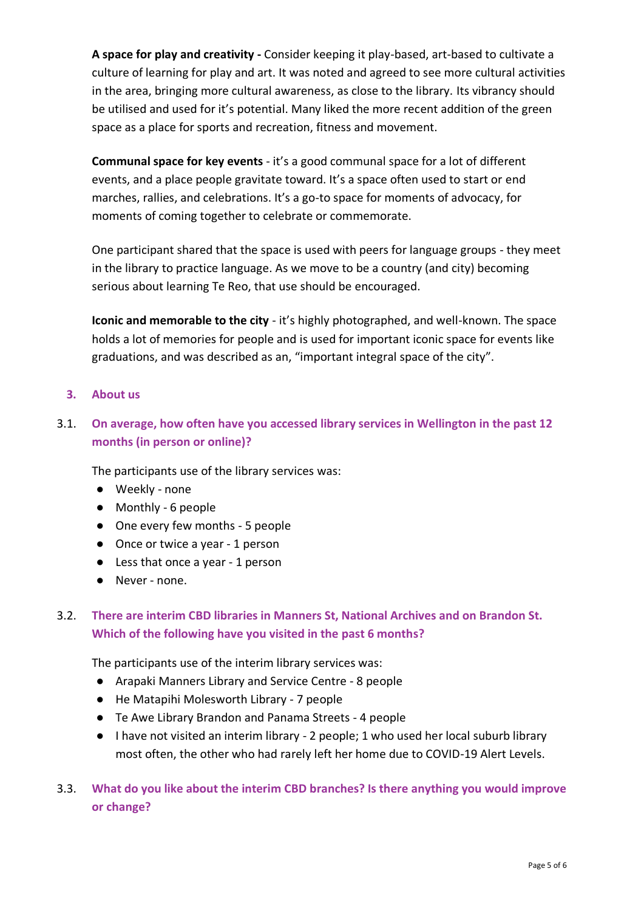**A space for play and creativity -** Consider keeping it play-based, art-based to cultivate a culture of learning for play and art. It was noted and agreed to see more cultural activities in the area, bringing more cultural awareness, as close to the library. Its vibrancy should be utilised and used for it's potential. Many liked the more recent addition of the green space as a place for sports and recreation, fitness and movement.

**Communal space for key events** - it's a good communal space for a lot of different events, and a place people gravitate toward. It's a space often used to start or end marches, rallies, and celebrations. It's a go-to space for moments of advocacy, for moments of coming together to celebrate or commemorate.

One participant shared that the space is used with peers for language groups - they meet in the library to practice language. As we move to be a country (and city) becoming serious about learning Te Reo, that use should be encouraged.

**Iconic and memorable to the city** - it's highly photographed, and well-known. The space holds a lot of memories for people and is used for important iconic space for events like graduations, and was described as an, "important integral space of the city".

## 3. About us

### 3.1. On average, how often have you accessed library services in Wellington in the past 12 months (in person or online)?

The participants use of the library services was:

- Weekly - none
- Monthly - 6 people
- One every few months - 5 people
- Once or twice a year - 1 person
- Less that once a year - 1 person
- Never - none.

### 3.2. There are interim CBD libraries in Manners St, National Archives and on Brandon St. Which of the following have you visited in the past 6 months?

The participants use of the interim library services was:

- Arapaki Manners Library and Service Centre - 8 people
- He Matapihi Molesworth Library - 7 people
- Te Awe Library Brandon and Panama Streets - 4 people
- I have not visited an interim library - 2 people; 1 who used her local suburb library most often, the other who had rarely left her home due to COVID-19 Alert Levels.

### 3.3. What do you like about the interim CBD branches? Is there anything you would improve or change?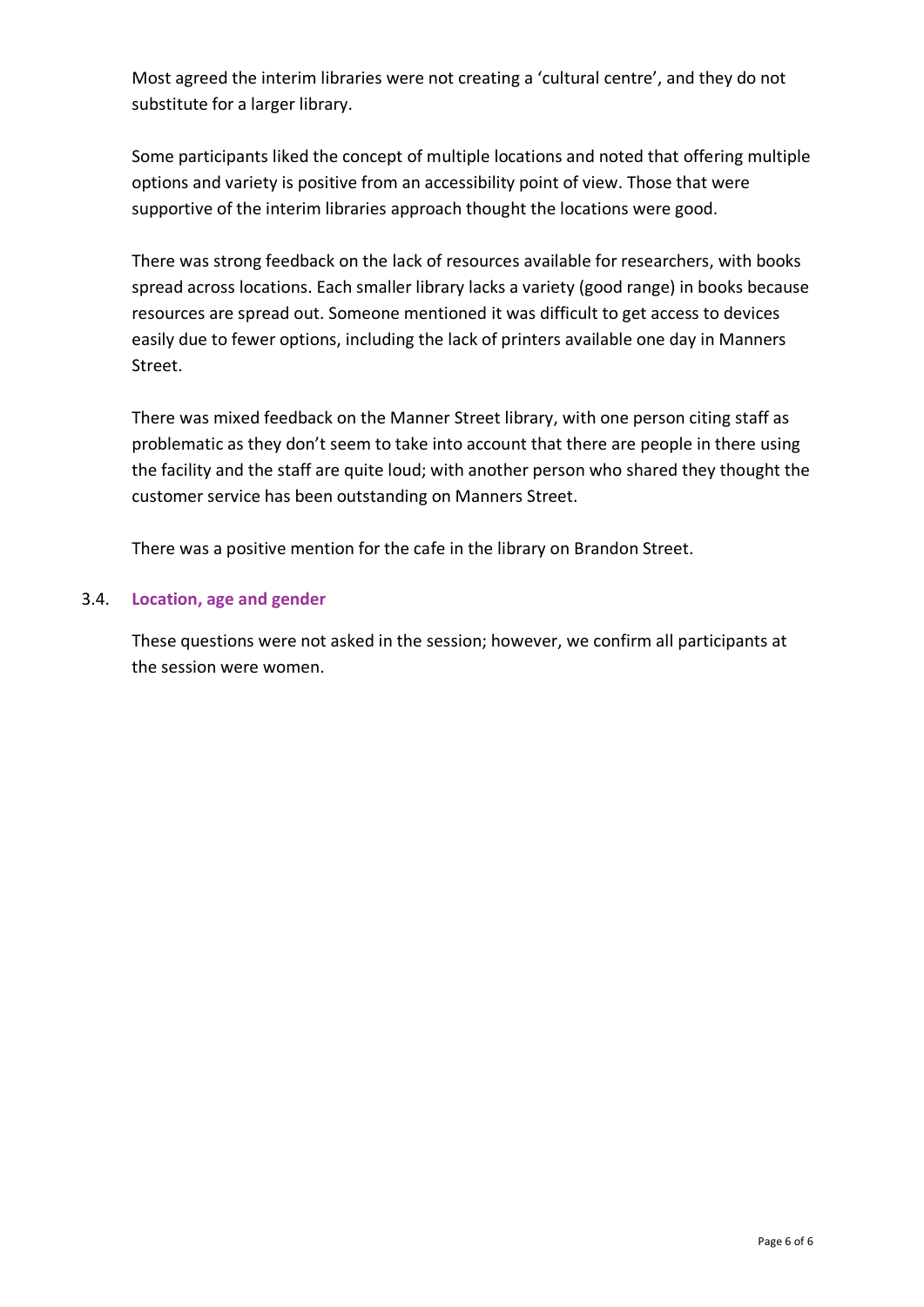Most agreed the interim libraries were not creating a 'cultural centre', and they do not substitute for a larger library.

Some participants liked the concept of multiple locations and noted that offering multiple options and variety is positive from an accessibility point of view. Those that were supportive of the interim libraries approach thought the locations were good.

There was strong feedback on the lack of resources available for researchers, with books spread across locations. Each smaller library lacks a variety (good range) in books because resources are spread out. Someone mentioned it was difficult to get access to devices easily due to fewer options, including the lack of printers available one day in Manners Street.

There was mixed feedback on the Manner Street library, with one person citing staff as problematic as they don't seem to take into account that there are people in there using the facility and the staff are quite loud; with another person who shared they thought the customer service has been outstanding on Manners Street.

There was a positive mention for the cafe in the library on Brandon Street.

### 3.4. Location, age and gender

These questions were not asked in the session; however, we confirm all participants at the session were women.